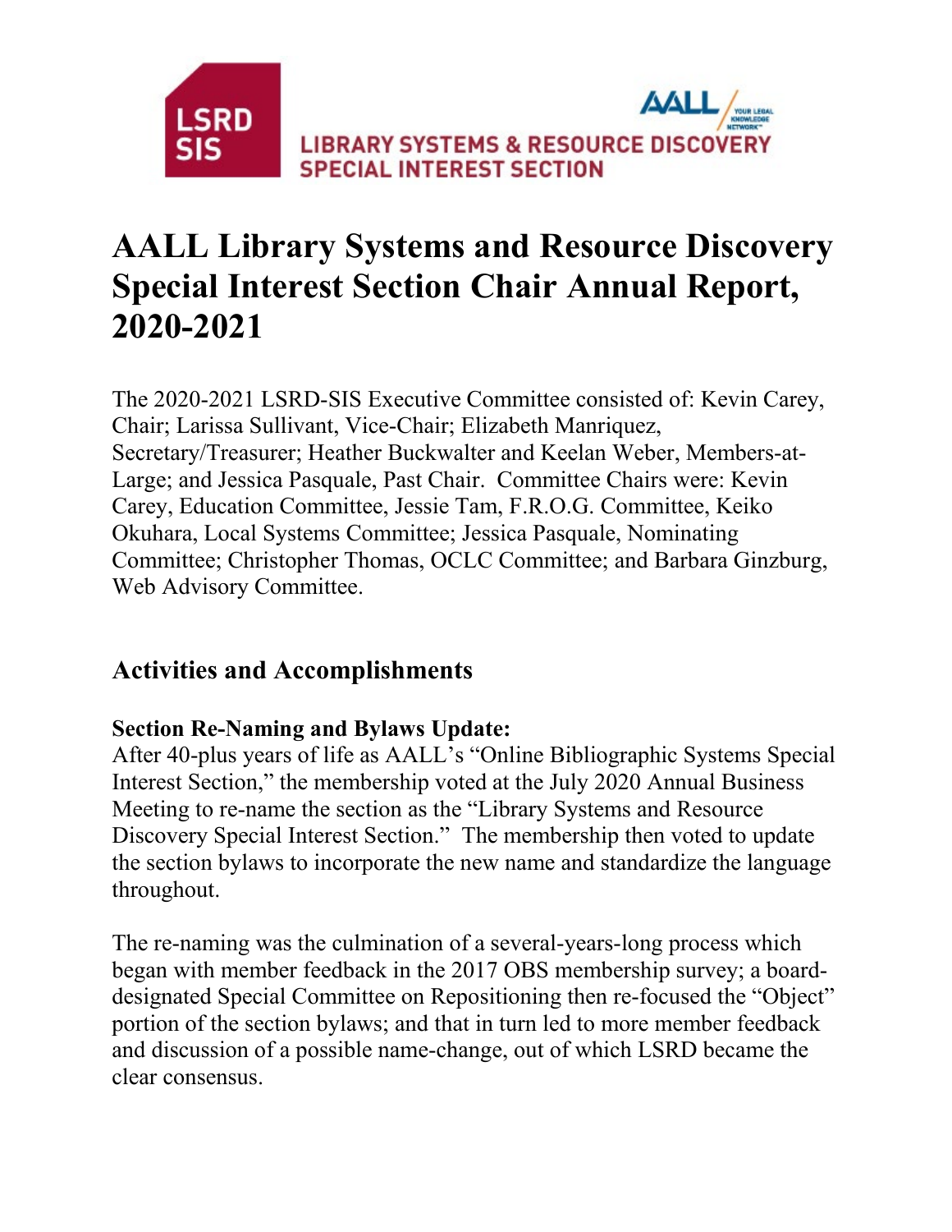# AALL Library Systems and Resource Discovery Special Interest Section Chair Annual Report, 2020-2021

The 2020-2021 LSRD-SIS Executive Committee consisted of: Kevin Carey, Chair; Larissa Sullivant, Vice-Chair; Elizabeth Manriquez, Secretary/Treasurer; Heather Buckwalter and Keelan Weber, Members-at-Large; and Jessica Pasquale, Past Chair. Committee Chairs were: Kevin Carey, Education Committee, Jessie Tam, F.R.O.G. Committee, Keiko Okuhara, Local Systems Committee; Jessica Pasquale, Nominating Committee; Christopher Thomas, OCLC Committee; and Barbara Ginzburg, Web Advisory Committee.

## Activities and Accomplishments

**Section Re-Naming and Bylaws Update:**
After 40-plus years of life as AALL's "Online Bibliographic Systems Special Interest Section," the membership voted at the July 2020 Annual Business Meeting to re-name the section as the "Library Systems and Resource Discovery Special Interest Section." The membership then voted to update the section bylaws to incorporate the new name and standardize the language throughout.

The re-naming was the culmination of a several-years-long process which began with member feedback in the 2017 OBS membership survey; a board-designated Special Committee on Repositioning then re-focused the "Object" portion of the section bylaws; and that in turn led to more member feedback and discussion of a possible name-change, out of which LSRD became the clear consensus.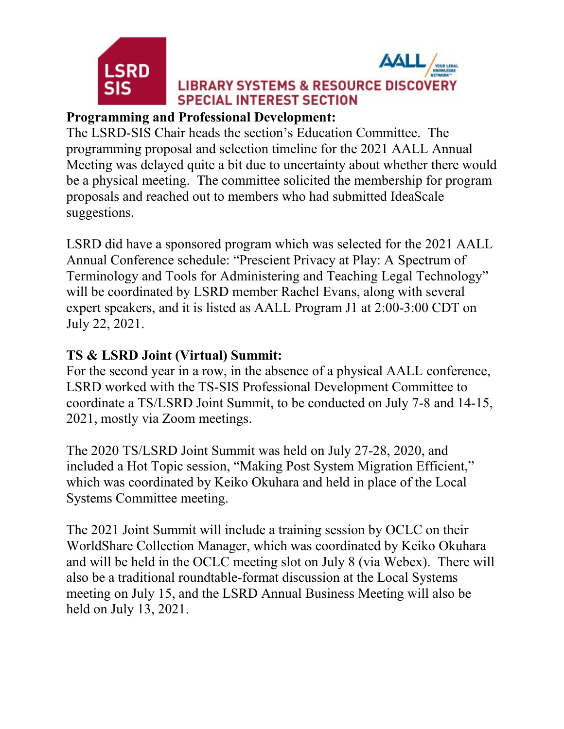**Programming and Professional Development:**

The LSRD-SIS Chair heads the section's Education Committee. The programming proposal and selection timeline for the 2021 AALL Annual Meeting was delayed quite a bit due to uncertainty about whether there would be a physical meeting. The committee solicited the membership for program proposals and reached out to members who had submitted IdeaScale suggestions.

LSRD did have a sponsored program which was selected for the 2021 AALL Annual Conference schedule: "Prescient Privacy at Play: A Spectrum of Terminology and Tools for Administering and Teaching Legal Technology" will be coordinated by LSRD member Rachel Evans, along with several expert speakers, and it is listed as AALL Program J1 at 2:00-3:00 CDT on July 22, 2021.

**TS & LSRD Joint (Virtual) Summit:**

For the second year in a row, in the absence of a physical AALL conference, LSRD worked with the TS-SIS Professional Development Committee to coordinate a TS/LSRD Joint Summit, to be conducted on July 7-8 and 14-15, 2021, mostly via Zoom meetings.

The 2020 TS/LSRD Joint Summit was held on July 27-28, 2020, and included a Hot Topic session, "Making Post System Migration Efficient," which was coordinated by Keiko Okuhara and held in place of the Local Systems Committee meeting.

The 2021 Joint Summit will include a training session by OCLC on their WorldShare Collection Manager, which was coordinated by Keiko Okuhara and will be held in the OCLC meeting slot on July 8 (via Webex). There will also be a traditional roundtable-format discussion at the Local Systems meeting on July 15, and the LSRD Annual Business Meeting will also be held on July 13, 2021.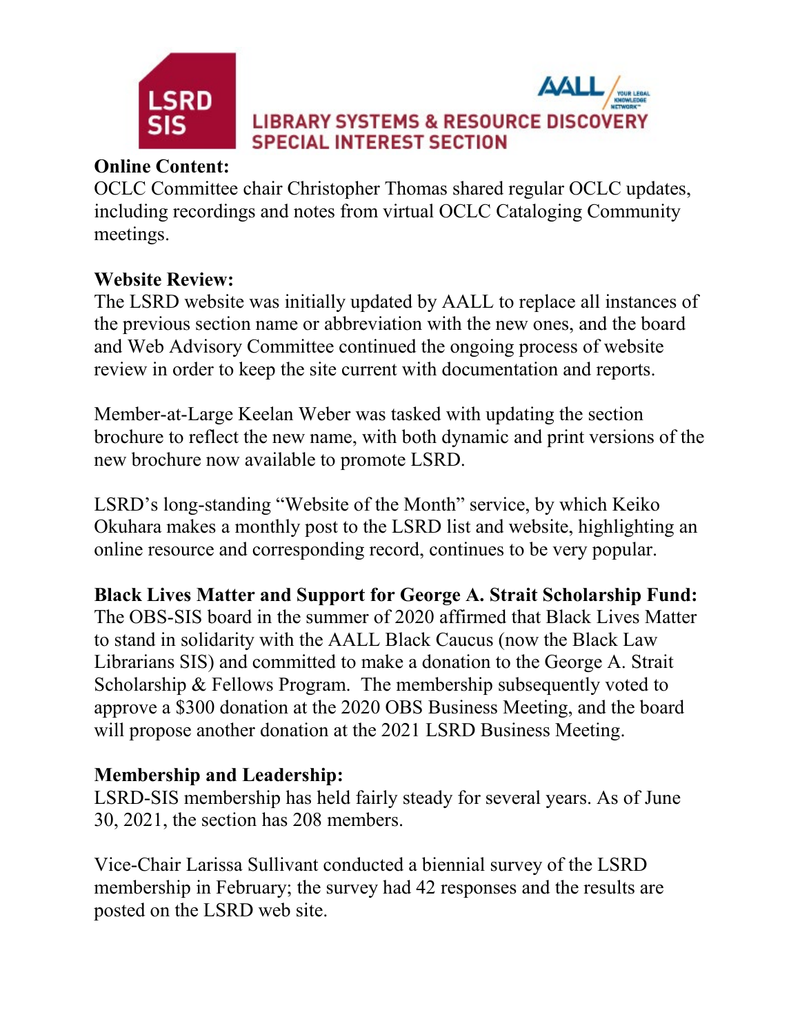**Online Content:**
OCLC Committee chair Christopher Thomas shared regular OCLC updates, including recordings and notes from virtual OCLC Cataloging Community meetings.

**Website Review:**
The LSRD website was initially updated by AALL to replace all instances of the previous section name or abbreviation with the new ones, and the board and Web Advisory Committee continued the ongoing process of website review in order to keep the site current with documentation and reports.

Member-at-Large Keelan Weber was tasked with updating the section brochure to reflect the new name, with both dynamic and print versions of the new brochure now available to promote LSRD.

LSRD's long-standing "Website of the Month" service, by which Keiko Okuhara makes a monthly post to the LSRD list and website, highlighting an online resource and corresponding record, continues to be very popular.

**Black Lives Matter and Support for George A. Strait Scholarship Fund:**
The OBS-SIS board in the summer of 2020 affirmed that Black Lives Matter to stand in solidarity with the AALL Black Caucus (now the Black Law Librarians SIS) and committed to make a donation to the George A. Strait Scholarship & Fellows Program. The membership subsequently voted to approve a $300 donation at the 2020 OBS Business Meeting, and the board will propose another donation at the 2021 LSRD Business Meeting.

**Membership and Leadership:**
LSRD-SIS membership has held fairly steady for several years. As of June 30, 2021, the section has 208 members.

Vice-Chair Larissa Sullivant conducted a biennial survey of the LSRD membership in February; the survey had 42 responses and the results are posted on the LSRD web site.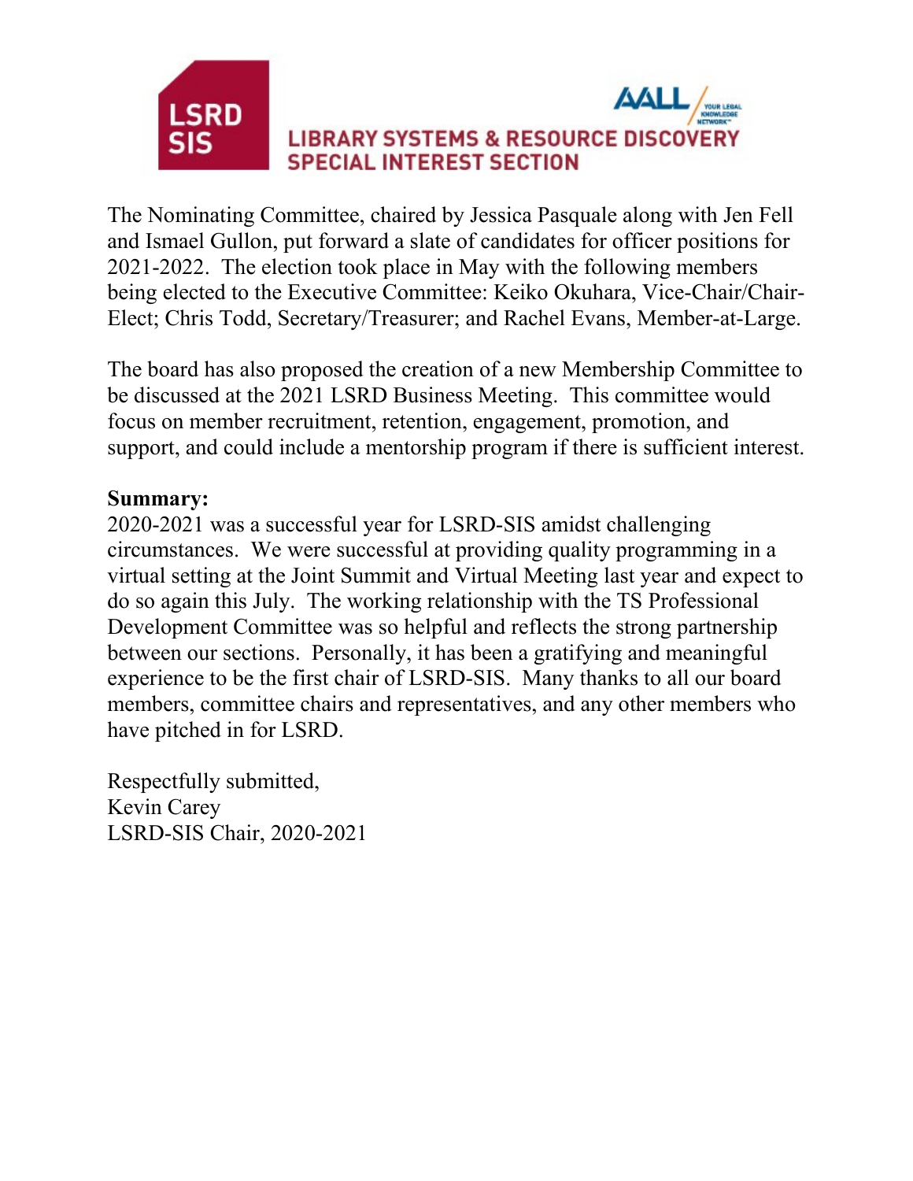The Nominating Committee, chaired by Jessica Pasquale along with Jen Fell and Ismael Gullon, put forward a slate of candidates for officer positions for 2021-2022. The election took place in May with the following members being elected to the Executive Committee: Keiko Okuhara, Vice-Chair/Chair-Elect; Chris Todd, Secretary/Treasurer; and Rachel Evans, Member-at-Large.

The board has also proposed the creation of a new Membership Committee to be discussed at the 2021 LSRD Business Meeting. This committee would focus on member recruitment, retention, engagement, promotion, and support, and could include a mentorship program if there is sufficient interest.

**Summary:**

2020-2021 was a successful year for LSRD-SIS amidst challenging circumstances. We were successful at providing quality programming in a virtual setting at the Joint Summit and Virtual Meeting last year and expect to do so again this July. The working relationship with the TS Professional Development Committee was so helpful and reflects the strong partnership between our sections. Personally, it has been a gratifying and meaningful experience to be the first chair of LSRD-SIS. Many thanks to all our board members, committee chairs and representatives, and any other members who have pitched in for LSRD.

Respectfully submitted,
Kevin Carey
LSRD-SIS Chair, 2020-2021